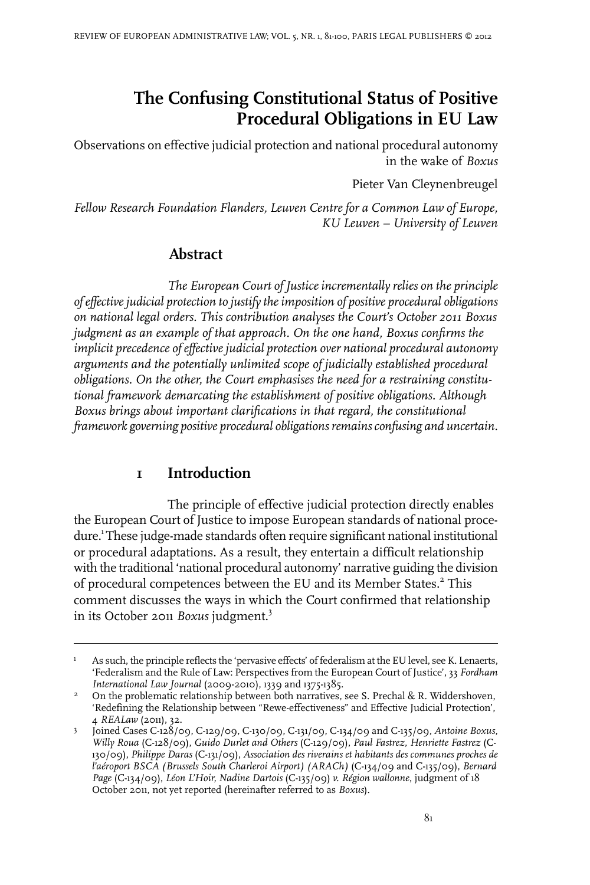# The Confusing Constitutional Status of Positive Procedural Obligations in EU Law

Observations on effective judicial protection and national procedural autonomy in the wake of *Boxus*

Pieter Van Cleynenbreugel

*Fellow Research Foundation Flanders, Leuven Centre for a Common Law of Europe, KU Leuven – University of Leuven*

## Abstract

*The European Court of Justice incrementally relies on the principle of effective judicial protection to justify the imposition of positive procedural obligations on national legal orders. This contribution analyses the Court's October 2011 Boxus judgment as an example of that approach. On the one hand, Boxus confirms the implicit precedence of effective judicial protection over national procedural autonomy arguments and the potentially unlimited scope of judicially established procedural obligations. On the other, the Court emphasises the need for a restraining constitutional framework demarcating the establishment of positive obligations. Although Boxus brings about important clarifications in that regard, the constitutional framework governing positive procedural obligations remains confusing and uncertain.*

## 1 Introduction

The principle of effective judicial protection directly enables the European Court of Justice to impose European standards of national procedure.[1] These judge-made standards often require significant national institutional or procedural adaptations. As a result, they entertain a difficult relationship with the traditional 'national procedural autonomy' narrative guiding the division of procedural competences between the EU and its Member States.[2] This comment discusses the ways in which the Court confirmed that relationship in its October 2011 *Boxus* judgment.[3]

---

1 As such, the principle reflects the 'pervasive effects' of federalism at the EU level, see K. Lenaerts, 'Federalism and the Rule of Law: Perspectives from the European Court of Justice', 33 *Fordham International Law Journal* (2009-2010), 1339 and 1375-1385.

2 On the problematic relationship between both narratives, see S. Prechal & R. Widdershoven, 'Redefining the Relationship between "Rewe-effectiveness" and Effective Judicial Protection', 4 *REALaw* (2011), 32.

3 Joined Cases C-128/09, C-129/09, C-130/09, C-131/09, C-134/09 and C-135/09, *Antoine Boxus, Willy Roua* (C-128/09), *Guido Durlet and Others* (C-129/09), *Paul Fastrez, Henriette Fastrez* (C-130/09), *Philippe Daras* (C-131/09), *Association des riverains et habitants des communes proches de l'aéroport BSCA (Brussels South Charleroi Airport) (ARACh)* (C-134/09 and C-135/09), *Bernard Page* (C-134/09), *Léon L'Hoir, Nadine Dartois* (C-135/09) *v. Région wallonne*, judgment of 18 October 2011, not yet reported (hereinafter referred to as *Boxus*).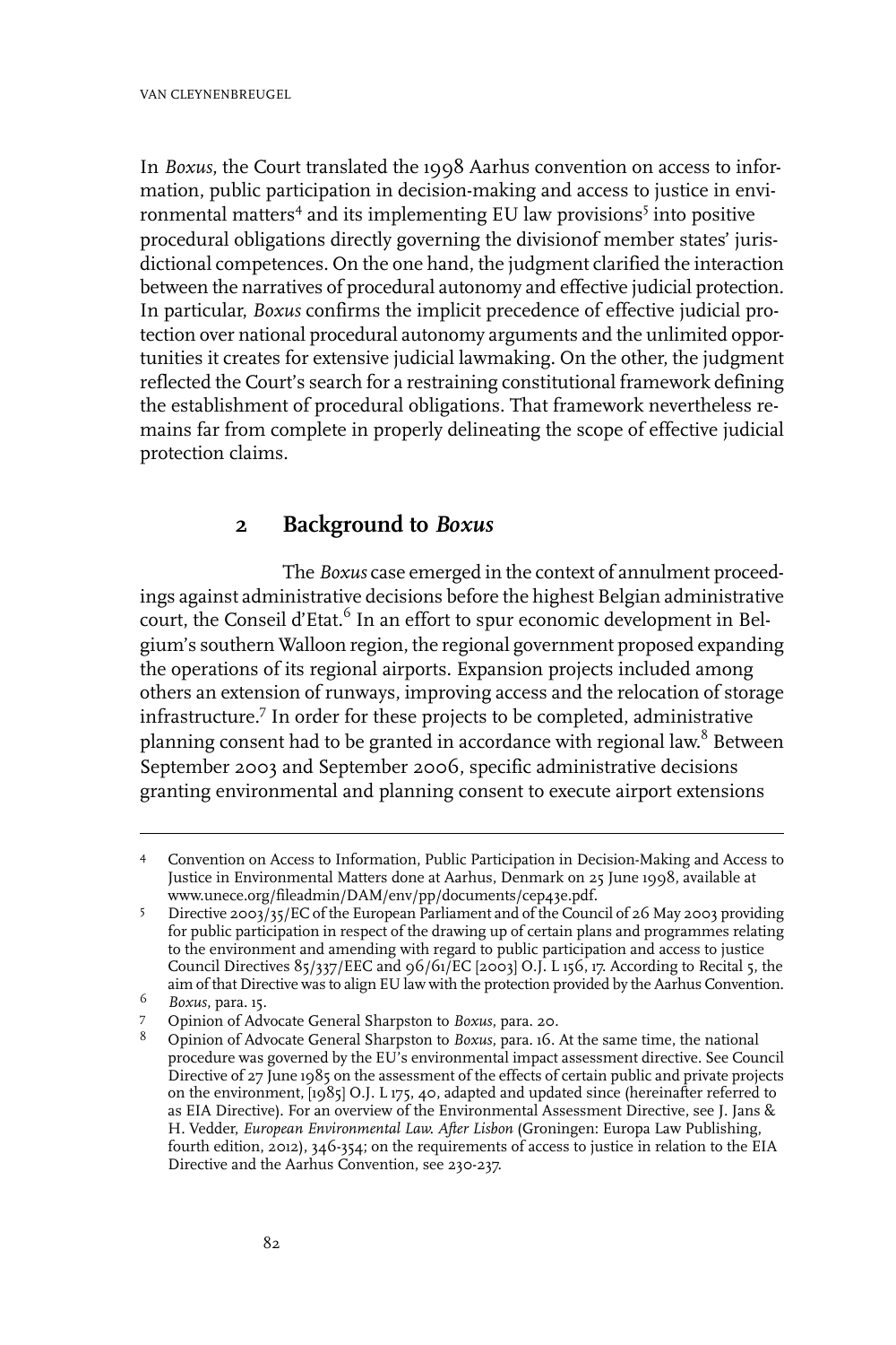In *Boxus*, the Court translated the 1998 Aarhus convention on access to information, public participation in decision-making and access to justice in environmental matters[4] and its implementing EU law provisions[5] into positive procedural obligations directly governing the divisionof member states' jurisdictional competences. On the one hand, the judgment clarified the interaction between the narratives of procedural autonomy and effective judicial protection. In particular, *Boxus* confirms the implicit precedence of effective judicial protection over national procedural autonomy arguments and the unlimited opportunities it creates for extensive judicial lawmaking. On the other, the judgment reflected the Court's search for a restraining constitutional framework defining the establishment of procedural obligations. That framework nevertheless remains far from complete in properly delineating the scope of effective judicial protection claims.

## 2 Background to *Boxus*

The *Boxus* case emerged in the context of annulment proceedings against administrative decisions before the highest Belgian administrative court, the Conseil d'Etat.[6] In an effort to spur economic development in Belgium's southern Walloon region, the regional government proposed expanding the operations of its regional airports. Expansion projects included among others an extension of runways, improving access and the relocation of storage infrastructure.[7] In order for these projects to be completed, administrative planning consent had to be granted in accordance with regional law.[8] Between September 2003 and September 2006, specific administrative decisions granting environmental and planning consent to execute airport extensions

---

4 Convention on Access to Information, Public Participation in Decision-Making and Access to Justice in Environmental Matters done at Aarhus, Denmark on 25 June 1998, available at www.unece.org/fileadmin/DAM/env/pp/documents/cep43e.pdf.

5 Directive 2003/35/EC of the European Parliament and of the Council of 26 May 2003 providing for public participation in respect of the drawing up of certain plans and programmes relating to the environment and amending with regard to public participation and access to justice Council Directives 85/337/EEC and 96/61/EC [2003] O.J. L 156, 17. According to Recital 5, the aim of that Directive was to align EU law with the protection provided by the Aarhus Convention.

6 *Boxus*, para. 15.

7 Opinion of Advocate General Sharpston to *Boxus*, para. 20.

8 Opinion of Advocate General Sharpston to *Boxus*, para. 16. At the same time, the national procedure was governed by the EU's environmental impact assessment directive. See Council Directive of 27 June 1985 on the assessment of the effects of certain public and private projects on the environment, [1985] O.J. L 175, 40, adapted and updated since (hereinafter referred to as EIA Directive). For an overview of the Environmental Assessment Directive, see J. Jans & H. Vedder, *European Environmental Law. After Lisbon* (Groningen: Europa Law Publishing, fourth edition, 2012), 346-354; on the requirements of access to justice in relation to the EIA Directive and the Aarhus Convention, see 230-237.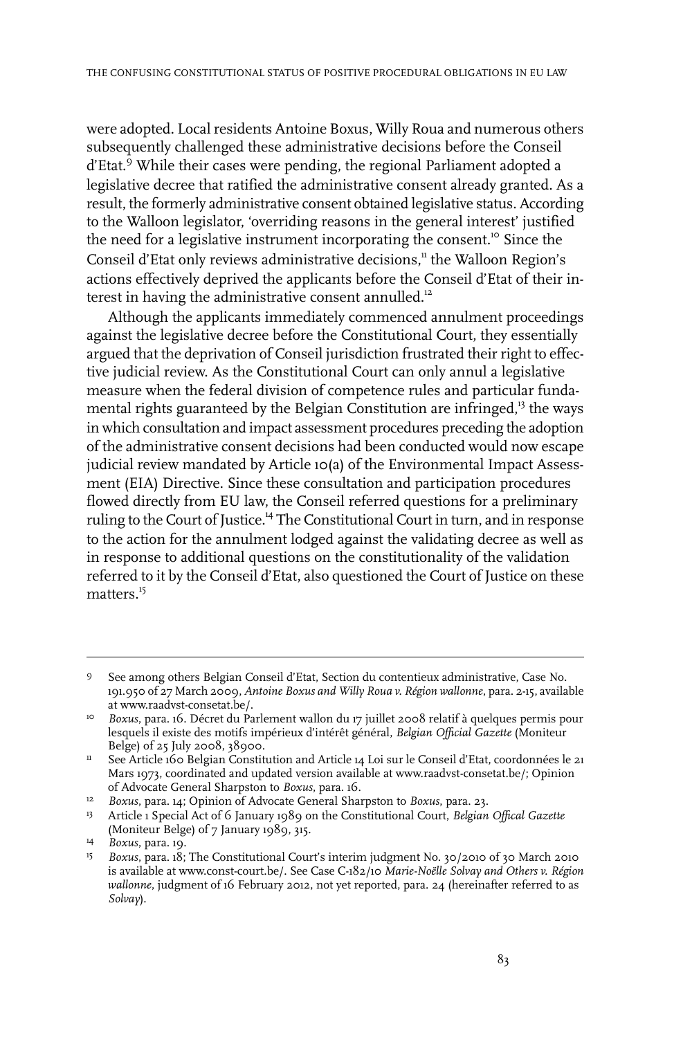were adopted. Local residents Antoine Boxus, Willy Roua and numerous others subsequently challenged these administrative decisions before the Conseil d'Etat.[9] While their cases were pending, the regional Parliament adopted a legislative decree that ratified the administrative consent already granted. As a result, the formerly administrative consent obtained legislative status. According to the Walloon legislator, 'overriding reasons in the general interest' justified the need for a legislative instrument incorporating the consent.[10] Since the Conseil d'Etat only reviews administrative decisions,[11] the Walloon Region's actions effectively deprived the applicants before the Conseil d'Etat of their interest in having the administrative consent annulled.[12]

Although the applicants immediately commenced annulment proceedings against the legislative decree before the Constitutional Court, they essentially argued that the deprivation of Conseil jurisdiction frustrated their right to effective judicial review. As the Constitutional Court can only annul a legislative measure when the federal division of competence rules and particular fundamental rights guaranteed by the Belgian Constitution are infringed,[13] the ways in which consultation and impact assessment procedures preceding the adoption of the administrative consent decisions had been conducted would now escape judicial review mandated by Article 10(a) of the Environmental Impact Assessment (EIA) Directive. Since these consultation and participation procedures flowed directly from EU law, the Conseil referred questions for a preliminary ruling to the Court of Justice.[14] The Constitutional Court in turn, and in response to the action for the annulment lodged against the validating decree as well as in response to additional questions on the constitutionality of the validation referred to it by the Conseil d'Etat, also questioned the Court of Justice on these matters.[15]

---

9 See among others Belgian Conseil d'Etat, Section du contentieux administrative, Case No. 191.950 of 27 March 2009, *Antoine Boxus and Willy Roua v. Région wallonne*, para. 2-15, available at www.raadvst-consetat.be/.

10 *Boxus*, para. 16. Décret du Parlement wallon du 17 juillet 2008 relatif à quelques permis pour lesquels il existe des motifs impérieux d'intérêt général, *Belgian Official Gazette* (Moniteur Belge) of 25 July 2008, 38900.

11 See Article 160 Belgian Constitution and Article 14 Loi sur le Conseil d'Etat, coordonnées le 21 Mars 1973, coordinated and updated version available at www.raadvst-consetat.be/; Opinion of Advocate General Sharpston to *Boxus*, para. 16.

12 *Boxus*, para. 14; Opinion of Advocate General Sharpston to *Boxus*, para. 23.

13 Article 1 Special Act of 6 January 1989 on the Constitutional Court, *Belgian Offical Gazette* (Moniteur Belge) of 7 January 1989, 315.

14 *Boxus*, para. 19.

15 *Boxus*, para. 18; The Constitutional Court's interim judgment No. 30/2010 of 30 March 2010 is available at www.const-court.be/. See Case C-182/10 *Marie-Noëlle Solvay and Others v. Région wallonne*, judgment of 16 February 2012, not yet reported, para. 24 (hereinafter referred to as *Solvay*).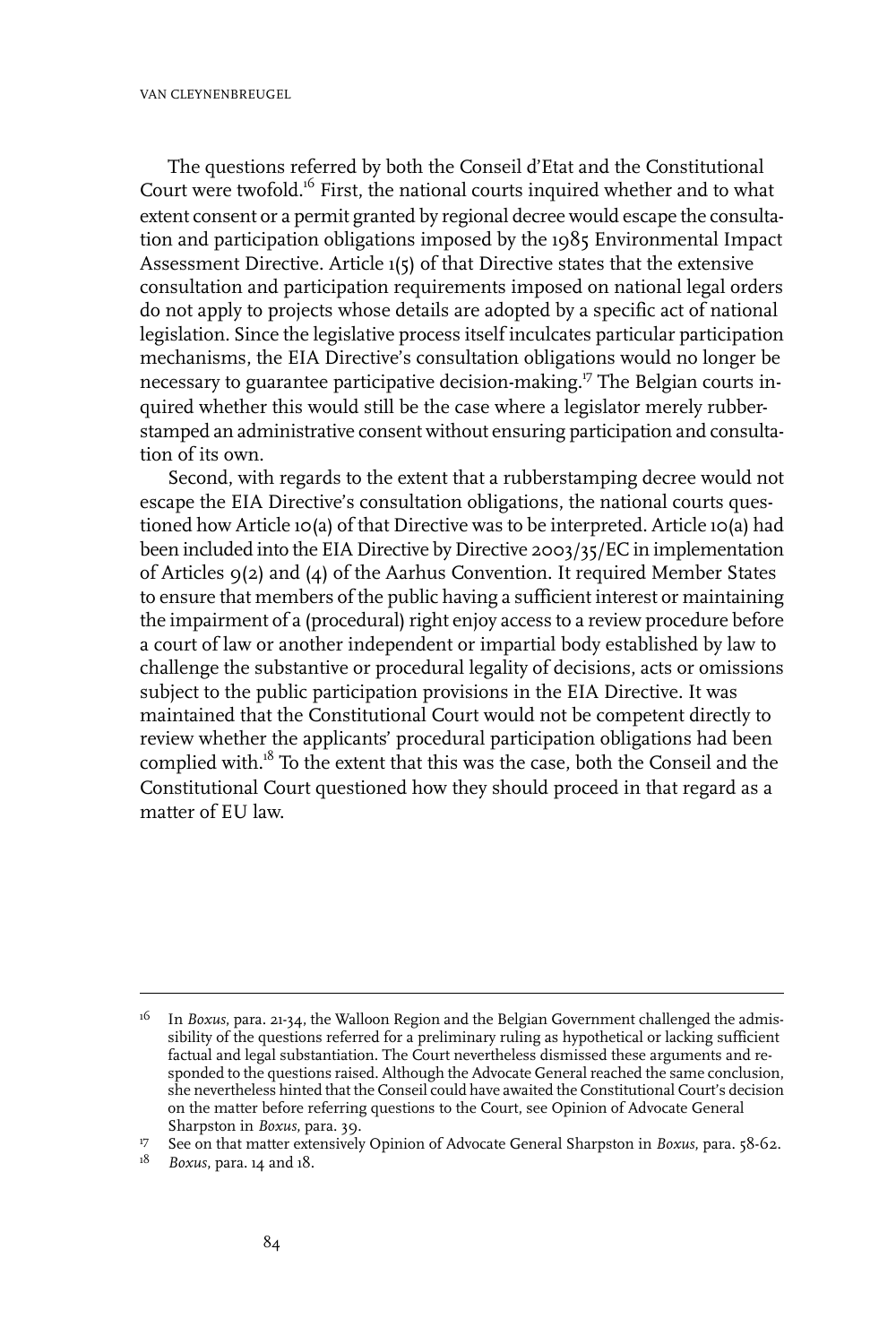The questions referred by both the Conseil d'Etat and the Constitutional Court were twofold.[16] First, the national courts inquired whether and to what extent consent or a permit granted by regional decree would escape the consultation and participation obligations imposed by the 1985 Environmental Impact Assessment Directive. Article 1(5) of that Directive states that the extensive consultation and participation requirements imposed on national legal orders do not apply to projects whose details are adopted by a specific act of national legislation. Since the legislative process itself inculcates particular participation mechanisms, the EIA Directive's consultation obligations would no longer be necessary to guarantee participative decision-making.[17] The Belgian courts inquired whether this would still be the case where a legislator merely rubberstamped an administrative consent without ensuring participation and consultation of its own.

Second, with regards to the extent that a rubberstamping decree would not escape the EIA Directive's consultation obligations, the national courts questioned how Article 10(a) of that Directive was to be interpreted. Article 10(a) had been included into the EIA Directive by Directive 2003/35/EC in implementation of Articles 9(2) and (4) of the Aarhus Convention. It required Member States to ensure that members of the public having a sufficient interest or maintaining the impairment of a (procedural) right enjoy access to a review procedure before a court of law or another independent or impartial body established by law to challenge the substantive or procedural legality of decisions, acts or omissions subject to the public participation provisions in the EIA Directive. It was maintained that the Constitutional Court would not be competent directly to review whether the applicants' procedural participation obligations had been complied with.[18] To the extent that this was the case, both the Conseil and the Constitutional Court questioned how they should proceed in that regard as a matter of EU law.

---

16 In *Boxus*, para. 21-34, the Walloon Region and the Belgian Government challenged the admissibility of the questions referred for a preliminary ruling as hypothetical or lacking sufficient factual and legal substantiation. The Court nevertheless dismissed these arguments and responded to the questions raised. Although the Advocate General reached the same conclusion, she nevertheless hinted that the Conseil could have awaited the Constitutional Court's decision on the matter before referring questions to the Court, see Opinion of Advocate General Sharpston in *Boxus*, para. 39.

17 See on that matter extensively Opinion of Advocate General Sharpston in *Boxus*, para. 58-62.

18 *Boxus*, para. 14 and 18.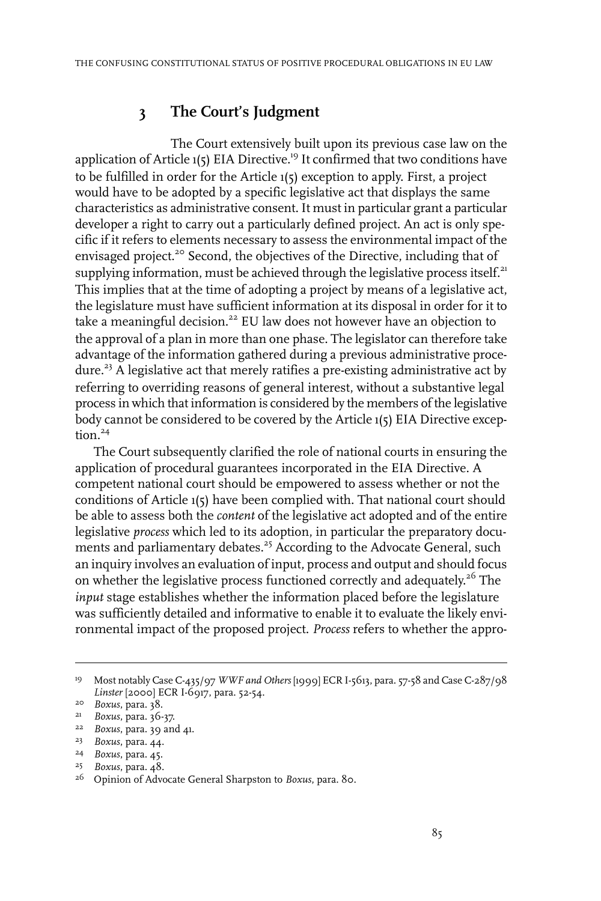## 3 The Court's Judgment

The Court extensively built upon its previous case law on the application of Article 1(5) EIA Directive.[19] It confirmed that two conditions have to be fulfilled in order for the Article 1(5) exception to apply. First, a project would have to be adopted by a specific legislative act that displays the same characteristics as administrative consent. It must in particular grant a particular developer a right to carry out a particularly defined project. An act is only specific if it refers to elements necessary to assess the environmental impact of the envisaged project.[20] Second, the objectives of the Directive, including that of supplying information, must be achieved through the legislative process itself.[21] This implies that at the time of adopting a project by means of a legislative act, the legislature must have sufficient information at its disposal in order for it to take a meaningful decision.[22] EU law does not however have an objection to the approval of a plan in more than one phase. The legislator can therefore take advantage of the information gathered during a previous administrative procedure.[23] A legislative act that merely ratifies a pre-existing administrative act by referring to overriding reasons of general interest, without a substantive legal process in which that information is considered by the members of the legislative body cannot be considered to be covered by the Article 1(5) EIA Directive exception.[24]

The Court subsequently clarified the role of national courts in ensuring the application of procedural guarantees incorporated in the EIA Directive. A competent national court should be empowered to assess whether or not the conditions of Article 1(5) have been complied with. That national court should be able to assess both the *content* of the legislative act adopted and of the entire legislative *process* which led to its adoption, in particular the preparatory documents and parliamentary debates.[25] According to the Advocate General, such an inquiry involves an evaluation of input, process and output and should focus on whether the legislative process functioned correctly and adequately.[26] The *input* stage establishes whether the information placed before the legislature was sufficiently detailed and informative to enable it to evaluate the likely environmental impact of the proposed project. *Process* refers to whether the appro-

---

19 Most notably Case C-435/97 *WWF and Others* [1999] ECR I-5613, para. 57-58 and Case C-287/98 *Linster* [2000] ECR I-6917, para. 52-54.

20 *Boxus*, para. 38.

21 *Boxus*, para. 36-37.

22 *Boxus*, para. 39 and 41.

23 *Boxus*, para. 44.

24 *Boxus*, para. 45.

25 *Boxus*, para. 48.

26 Opinion of Advocate General Sharpston to *Boxus*, para. 80.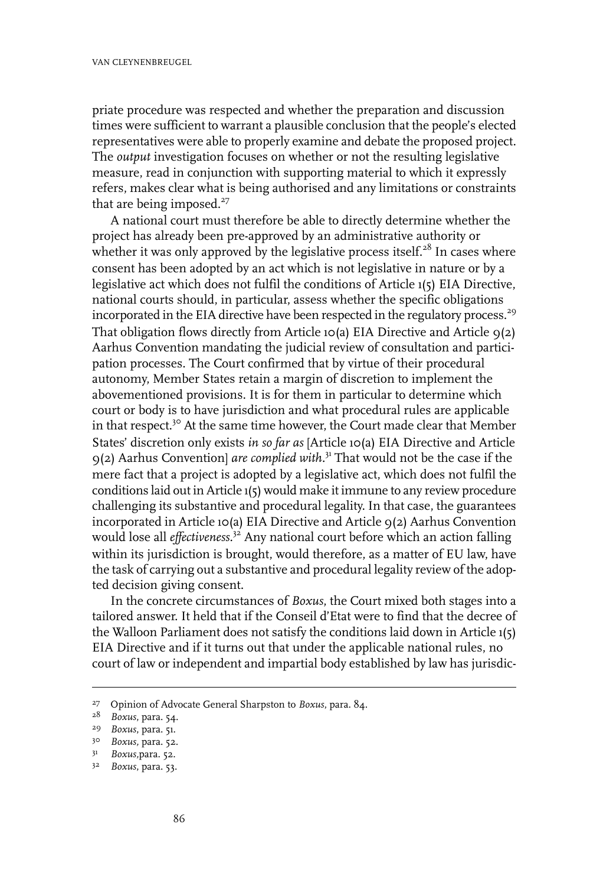priate procedure was respected and whether the preparation and discussion times were sufficient to warrant a plausible conclusion that the people's elected representatives were able to properly examine and debate the proposed project. The *output* investigation focuses on whether or not the resulting legislative measure, read in conjunction with supporting material to which it expressly refers, makes clear what is being authorised and any limitations or constraints that are being imposed.[27]

A national court must therefore be able to directly determine whether the project has already been pre-approved by an administrative authority or whether it was only approved by the legislative process itself.[28] In cases where consent has been adopted by an act which is not legislative in nature or by a legislative act which does not fulfil the conditions of Article 1(5) EIA Directive, national courts should, in particular, assess whether the specific obligations incorporated in the EIA directive have been respected in the regulatory process.[29] That obligation flows directly from Article 10(a) EIA Directive and Article 9(2) Aarhus Convention mandating the judicial review of consultation and participation processes. The Court confirmed that by virtue of their procedural autonomy, Member States retain a margin of discretion to implement the abovementioned provisions. It is for them in particular to determine which court or body is to have jurisdiction and what procedural rules are applicable in that respect.[30] At the same time however, the Court made clear that Member States' discretion only exists *in so far as* [Article 10(a) EIA Directive and Article 9(2) Aarhus Convention] *are complied with*.[31] That would not be the case if the mere fact that a project is adopted by a legislative act, which does not fulfil the conditions laid out in Article 1(5) would make it immune to any review procedure challenging its substantive and procedural legality. In that case, the guarantees incorporated in Article 10(a) EIA Directive and Article 9(2) Aarhus Convention would lose all *effectiveness*.[32] Any national court before which an action falling within its jurisdiction is brought, would therefore, as a matter of EU law, have the task of carrying out a substantive and procedural legality review of the adopted decision giving consent.

In the concrete circumstances of *Boxus*, the Court mixed both stages into a tailored answer. It held that if the Conseil d'Etat were to find that the decree of the Walloon Parliament does not satisfy the conditions laid down in Article 1(5) EIA Directive and if it turns out that under the applicable national rules, no court of law or independent and impartial body established by law has jurisdic-

---

27 Opinion of Advocate General Sharpston to *Boxus*, para. 84.

28 *Boxus*, para. 54.

29 *Boxus*, para. 51.

30 *Boxus*, para. 52.

31 *Boxus*,para. 52.

32 *Boxus*, para. 53.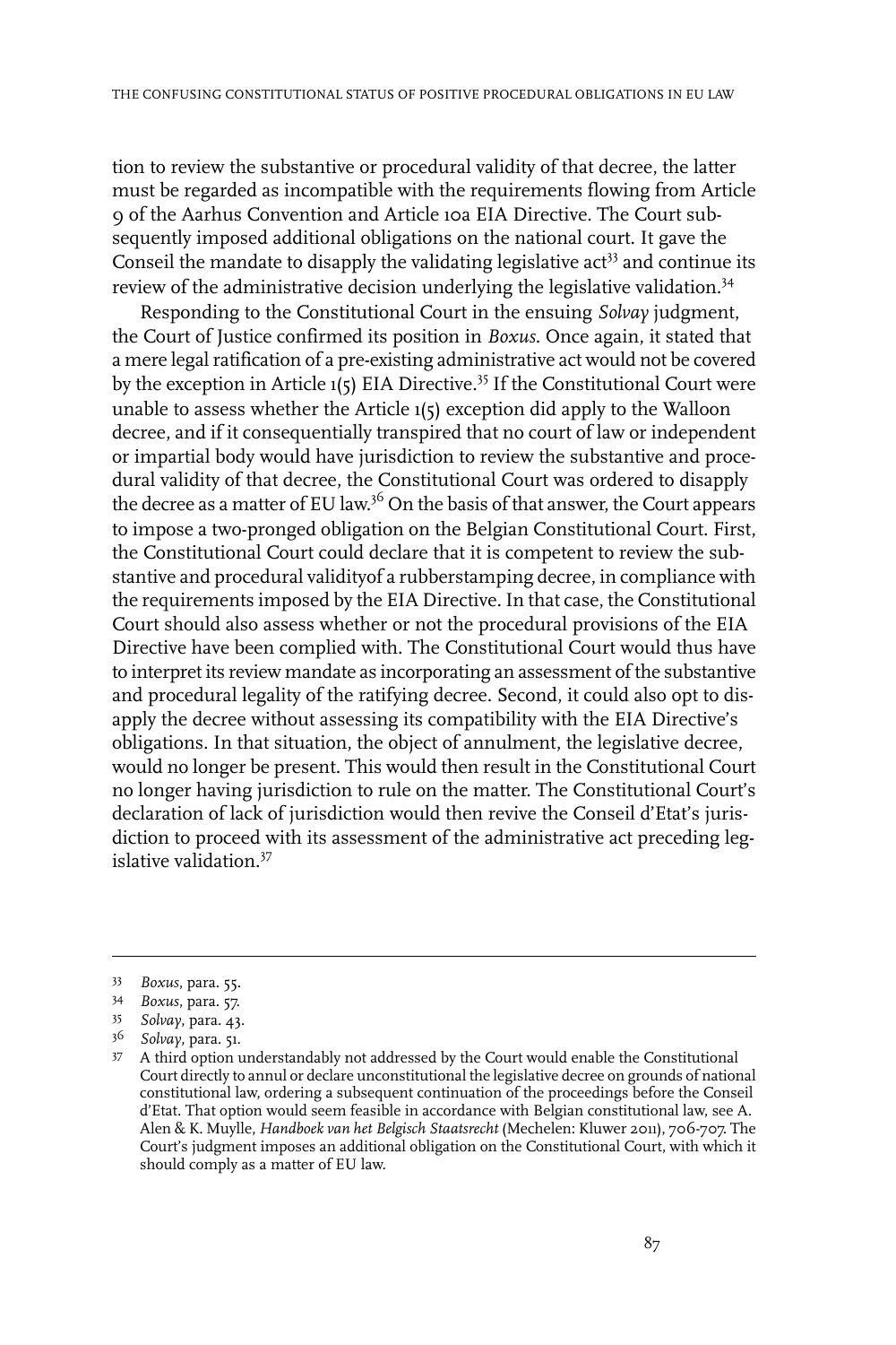tion to review the substantive or procedural validity of that decree, the latter must be regarded as incompatible with the requirements flowing from Article 9 of the Aarhus Convention and Article 10a EIA Directive. The Court subsequently imposed additional obligations on the national court. It gave the Conseil the mandate to disapply the validating legislative act[33] and continue its review of the administrative decision underlying the legislative validation.[34]

Responding to the Constitutional Court in the ensuing *Solvay* judgment, the Court of Justice confirmed its position in *Boxus*. Once again, it stated that a mere legal ratification of a pre-existing administrative act would not be covered by the exception in Article 1(5) EIA Directive.[35] If the Constitutional Court were unable to assess whether the Article 1(5) exception did apply to the Walloon decree, and if it consequentially transpired that no court of law or independent or impartial body would have jurisdiction to review the substantive and procedural validity of that decree, the Constitutional Court was ordered to disapply the decree as a matter of EU law.[36] On the basis of that answer, the Court appears to impose a two-pronged obligation on the Belgian Constitutional Court. First, the Constitutional Court could declare that it is competent to review the substantive and procedural validityof a rubberstamping decree, in compliance with the requirements imposed by the EIA Directive. In that case, the Constitutional Court should also assess whether or not the procedural provisions of the EIA Directive have been complied with. The Constitutional Court would thus have to interpret its review mandate as incorporating an assessment of the substantive and procedural legality of the ratifying decree. Second, it could also opt to disapply the decree without assessing its compatibility with the EIA Directive's obligations. In that situation, the object of annulment, the legislative decree, would no longer be present. This would then result in the Constitutional Court no longer having jurisdiction to rule on the matter. The Constitutional Court's declaration of lack of jurisdiction would then revive the Conseil d'Etat's jurisdiction to proceed with its assessment of the administrative act preceding legislative validation.[37]

---

33 *Boxus*, para. 55.

34 *Boxus*, para. 57.

35 *Solvay*, para. 43.

36 *Solvay*, para. 51.

37 A third option understandably not addressed by the Court would enable the Constitutional Court directly to annul or declare unconstitutional the legislative decree on grounds of national constitutional law, ordering a subsequent continuation of the proceedings before the Conseil d'Etat. That option would seem feasible in accordance with Belgian constitutional law, see A. Alen & K. Muylle, *Handboek van het Belgisch Staatsrecht* (Mechelen: Kluwer 2011), 706-707. The Court's judgment imposes an additional obligation on the Constitutional Court, with which it should comply as a matter of EU law.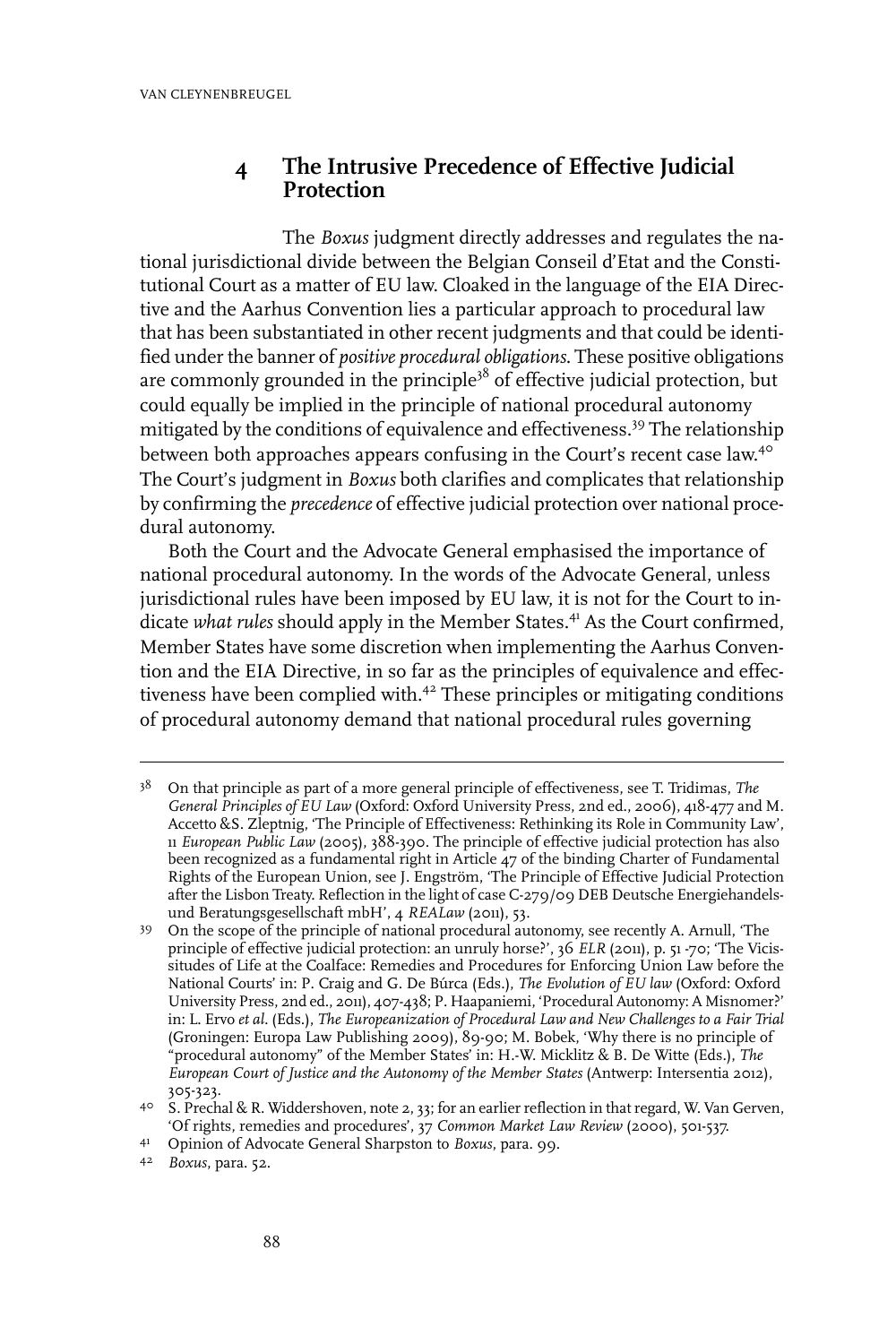## 4 The Intrusive Precedence of Effective Judicial Protection

The *Boxus* judgment directly addresses and regulates the national jurisdictional divide between the Belgian Conseil d'Etat and the Constitutional Court as a matter of EU law. Cloaked in the language of the EIA Directive and the Aarhus Convention lies a particular approach to procedural law that has been substantiated in other recent judgments and that could be identified under the banner of *positive procedural obligations*. These positive obligations are commonly grounded in the principle[38] of effective judicial protection, but could equally be implied in the principle of national procedural autonomy mitigated by the conditions of equivalence and effectiveness.[39] The relationship between both approaches appears confusing in the Court's recent case law.[40] The Court's judgment in *Boxus* both clarifies and complicates that relationship by confirming the *precedence* of effective judicial protection over national procedural autonomy.

Both the Court and the Advocate General emphasised the importance of national procedural autonomy. In the words of the Advocate General, unless jurisdictional rules have been imposed by EU law, it is not for the Court to indicate *what rules* should apply in the Member States.[41] As the Court confirmed, Member States have some discretion when implementing the Aarhus Convention and the EIA Directive, in so far as the principles of equivalence and effectiveness have been complied with.[42] These principles or mitigating conditions of procedural autonomy demand that national procedural rules governing

---

[38] On that principle as part of a more general principle of effectiveness, see T. Tridimas, *The General Principles of EU Law* (Oxford: Oxford University Press, 2nd ed., 2006), 418-477 and M. Accetto &S. Zleptnig, 'The Principle of Effectiveness: Rethinking its Role in Community Law', 11 *European Public Law* (2005), 388-390. The principle of effective judicial protection has also been recognized as a fundamental right in Article 47 of the binding Charter of Fundamental Rights of the European Union, see J. Engström, 'The Principle of Effective Judicial Protection after the Lisbon Treaty. Reflection in the light of case C-279/09 DEB Deutsche Energiehandels- und Beratungsgesellschaft mbH', 4 *REALaw* (2011), 53.

[39] On the scope of the principle of national procedural autonomy, see recently A. Arnull, 'The principle of effective judicial protection: an unruly horse?', 36 *ELR* (2011), p. 51 -70; 'The Vicissitudes of Life at the Coalface: Remedies and Procedures for Enforcing Union Law before the National Courts' in: P. Craig and G. De Búrca (Eds.), *The Evolution of EU law* (Oxford: Oxford University Press, 2nd ed., 2011), 407-438; P. Haapaniemi, 'Procedural Autonomy: A Misnomer?' in: L. Ervo *et al.* (Eds.), *The Europeanization of Procedural Law and New Challenges to a Fair Trial* (Groningen: Europa Law Publishing 2009), 89-90; M. Bobek, 'Why there is no principle of "procedural autonomy" of the Member States' in: H.-W. Micklitz & B. De Witte (Eds.), *The European Court of Justice and the Autonomy of the Member States* (Antwerp: Intersentia 2012), 305-323.

[40] S. Prechal & R. Widdershoven, note 2, 33; for an earlier reflection in that regard, W. Van Gerven, 'Of rights, remedies and procedures', 37 *Common Market Law Review* (2000), 501-537.

[41] Opinion of Advocate General Sharpston to *Boxus*, para. 99.

[42] *Boxus*, para. 52.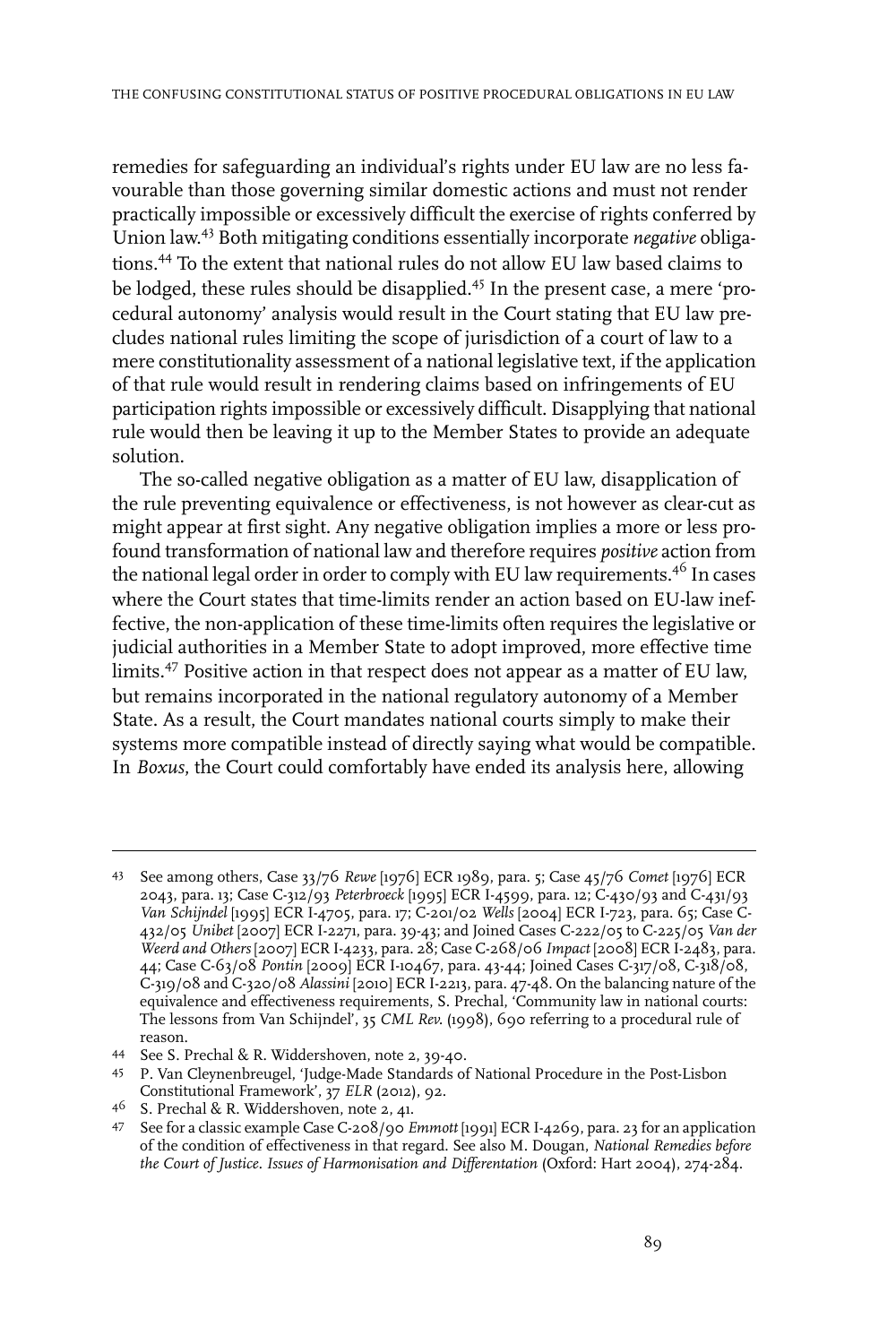remedies for safeguarding an individual's rights under EU law are no less favourable than those governing similar domestic actions and must not render practically impossible or excessively difficult the exercise of rights conferred by Union law.[43] Both mitigating conditions essentially incorporate *negative* obligations.[44] To the extent that national rules do not allow EU law based claims to be lodged, these rules should be disapplied.[45] In the present case, a mere 'procedural autonomy' analysis would result in the Court stating that EU law precludes national rules limiting the scope of jurisdiction of a court of law to a mere constitutionality assessment of a national legislative text, if the application of that rule would result in rendering claims based on infringements of EU participation rights impossible or excessively difficult. Disapplying that national rule would then be leaving it up to the Member States to provide an adequate solution.

The so-called negative obligation as a matter of EU law, disapplication of the rule preventing equivalence or effectiveness, is not however as clear-cut as might appear at first sight. Any negative obligation implies a more or less profound transformation of national law and therefore requires *positive* action from the national legal order in order to comply with EU law requirements.[46] In cases where the Court states that time-limits render an action based on EU-law ineffective, the non-application of these time-limits often requires the legislative or judicial authorities in a Member State to adopt improved, more effective time limits.[47] Positive action in that respect does not appear as a matter of EU law, but remains incorporated in the national regulatory autonomy of a Member State. As a result, the Court mandates national courts simply to make their systems more compatible instead of directly saying what would be compatible. In *Boxus*, the Court could comfortably have ended its analysis here, allowing

---

43 See among others, Case 33/76 *Rewe* [1976] ECR 1989, para. 5; Case 45/76 *Comet* [1976] ECR 2043, para. 13; Case C-312/93 *Peterbroeck* [1995] ECR I-4599, para. 12; C-430/93 and C-431/93 *Van Schijndel* [1995] ECR I-4705, para. 17; C-201/02 *Wells* [2004] ECR I-723, para. 65; Case C-432/05 *Unibet* [2007] ECR I-2271, para. 39-43; and Joined Cases C-222/05 to C-225/05 *Van der Weerd and Others* [2007] ECR I-4233, para. 28; Case C-268/06 *Impact* [2008] ECR I-2483, para. 44; Case C-63/08 *Pontin* [2009] ECR I-10467, para. 43-44; Joined Cases C-317/08, C-318/08, C-319/08 and C-320/08 *Alassini* [2010] ECR I-2213, para. 47-48. On the balancing nature of the equivalence and effectiveness requirements, S. Prechal, 'Community law in national courts: The lessons from Van Schijndel', 35 *CML Rev.* (1998), 690 referring to a procedural rule of reason.

44 See S. Prechal & R. Widdershoven, note 2, 39-40.

45 P. Van Cleynenbreugel, 'Judge-Made Standards of National Procedure in the Post-Lisbon Constitutional Framework', 37 *ELR* (2012), 92.

46 S. Prechal & R. Widdershoven, note 2, 41.

47 See for a classic example Case C-208/90 *Emmott* [1991] ECR I-4269, para. 23 for an application of the condition of effectiveness in that regard. See also M. Dougan, *National Remedies before the Court of Justice. Issues of Harmonisation and Differentation* (Oxford: Hart 2004), 274-284.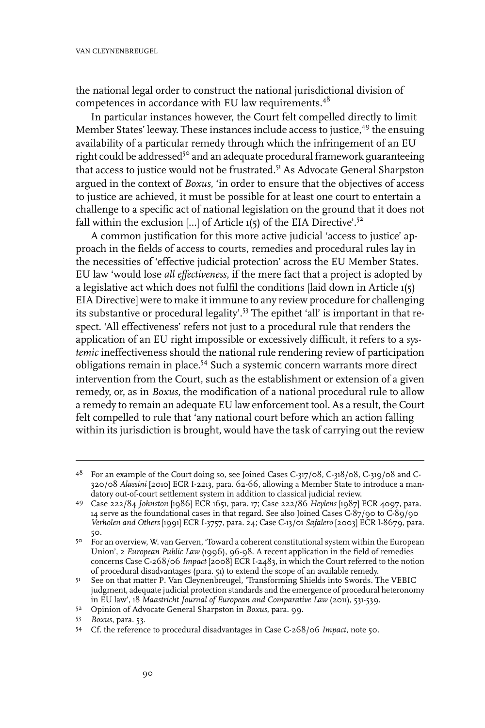the national legal order to construct the national jurisdictional division of competences in accordance with EU law requirements.[48]

In particular instances however, the Court felt compelled directly to limit Member States' leeway. These instances include access to justice,[49] the ensuing availability of a particular remedy through which the infringement of an EU right could be addressed[50] and an adequate procedural framework guaranteeing that access to justice would not be frustrated.[51] As Advocate General Sharpston argued in the context of *Boxus*, 'in order to ensure that the objectives of access to justice are achieved, it must be possible for at least one court to entertain a challenge to a specific act of national legislation on the ground that it does not fall within the exclusion [...] of Article 1(5) of the EIA Directive'.[52]

A common justification for this more active judicial 'access to justice' approach in the fields of access to courts, remedies and procedural rules lay in the necessities of 'effective judicial protection' across the EU Member States. EU law 'would lose *all effectiveness*, if the mere fact that a project is adopted by a legislative act which does not fulfil the conditions [laid down in Article 1(5) EIA Directive] were to make it immune to any review procedure for challenging its substantive or procedural legality'.[53] The epithet 'all' is important in that respect. 'All effectiveness' refers not just to a procedural rule that renders the application of an EU right impossible or excessively difficult, it refers to a *systemic* ineffectiveness should the national rule rendering review of participation obligations remain in place.[54] Such a systemic concern warrants more direct intervention from the Court, such as the establishment or extension of a given remedy, or, as in *Boxus*, the modification of a national procedural rule to allow a remedy to remain an adequate EU law enforcement tool. As a result, the Court felt compelled to rule that 'any national court before which an action falling within its jurisdiction is brought, would have the task of carrying out the review

---

48 For an example of the Court doing so, see Joined Cases C-317/08, C-318/08, C-319/08 and C-320/08 *Alassini* [2010] ECR I-2213, para. 62-66, allowing a Member State to introduce a mandatory out-of-court settlement system in addition to classical judicial review.

49 Case 222/84 *Johnston* [1986] ECR 1651, para. 17; Case 222/86 *Heylens* [1987] ECR 4097, para. 14 serve as the foundational cases in that regard. See also Joined Cases C-87/90 to C-89/90 *Verholen and Others* [1991] ECR I-3757, para. 24; Case C-13/01 *Safalero* [2003] ECR I-8679, para. 50.

50 For an overview, W. van Gerven, 'Toward a coherent constitutional system within the European Union', 2 *European Public Law* (1996), 96-98. A recent application in the field of remedies concerns Case C-268/06 *Impact* [2008] ECR I-2483, in which the Court referred to the notion of procedural disadvantages (para. 51) to extend the scope of an available remedy.

51 See on that matter P. Van Cleynenbreugel, 'Transforming Shields into Swords. The VEBIC judgment, adequate judicial protection standards and the emergence of procedural heteronomy in EU law', 18 *Maastricht Journal of European and Comparative Law* (2011), 531-539.

52 Opinion of Advocate General Sharpston in *Boxus*, para. 99.

53 *Boxus*, para. 53.

54 Cf. the reference to procedural disadvantages in Case C-268/06 *Impact*, note 50.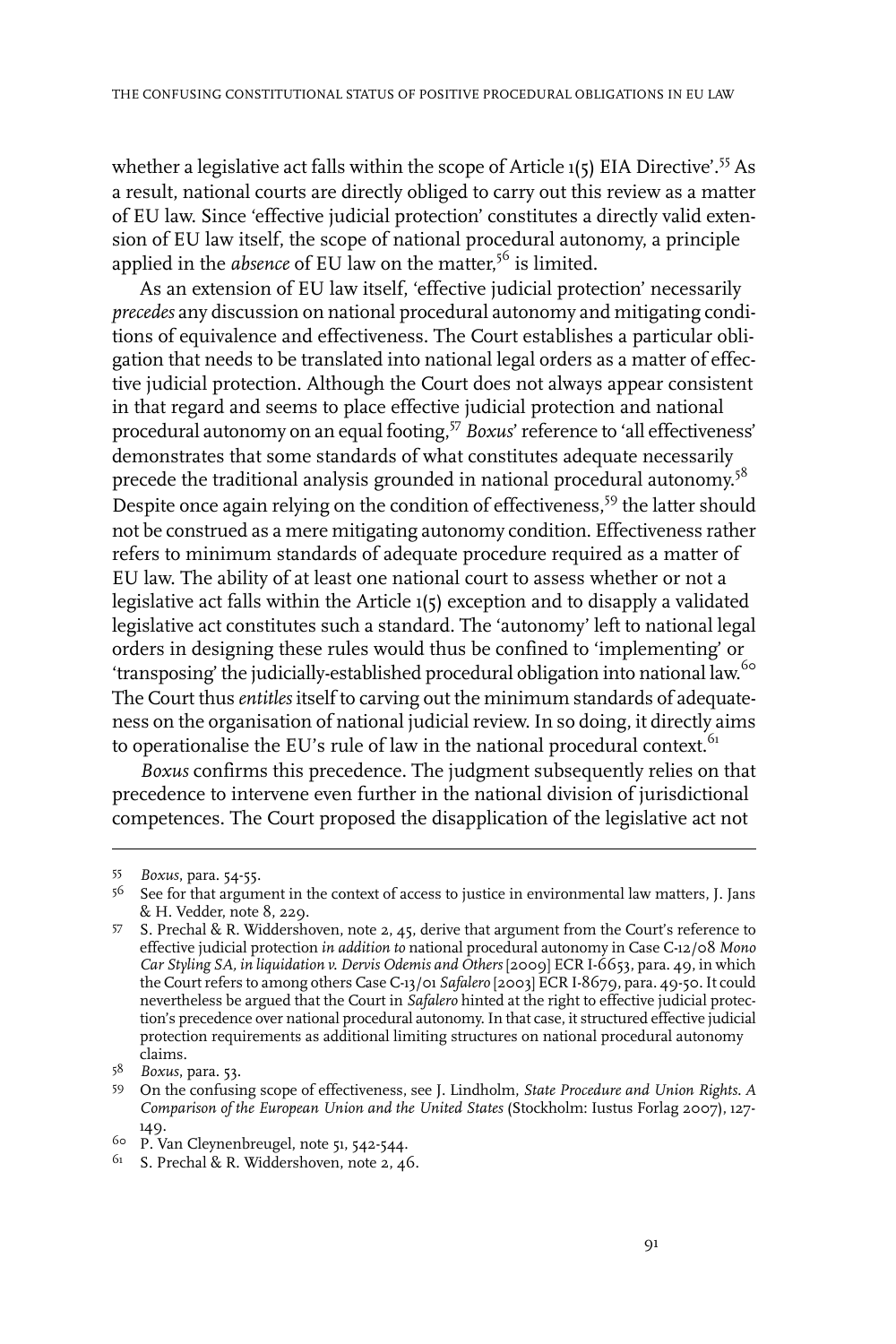whether a legislative act falls within the scope of Article 1(5) EIA Directive'.[55] As a result, national courts are directly obliged to carry out this review as a matter of EU law. Since 'effective judicial protection' constitutes a directly valid extension of EU law itself, the scope of national procedural autonomy, a principle applied in the *absence* of EU law on the matter,[56] is limited.

As an extension of EU law itself, 'effective judicial protection' necessarily *precedes* any discussion on national procedural autonomy and mitigating conditions of equivalence and effectiveness. The Court establishes a particular obligation that needs to be translated into national legal orders as a matter of effective judicial protection. Although the Court does not always appear consistent in that regard and seems to place effective judicial protection and national procedural autonomy on an equal footing,[57] *Boxus*' reference to 'all effectiveness' demonstrates that some standards of what constitutes adequate necessarily precede the traditional analysis grounded in national procedural autonomy.[58] Despite once again relying on the condition of effectiveness,[59] the latter should not be construed as a mere mitigating autonomy condition. Effectiveness rather refers to minimum standards of adequate procedure required as a matter of EU law. The ability of at least one national court to assess whether or not a legislative act falls within the Article 1(5) exception and to disapply a validated legislative act constitutes such a standard. The 'autonomy' left to national legal orders in designing these rules would thus be confined to 'implementing' or 'transposing' the judicially-established procedural obligation into national law.[60] The Court thus *entitles* itself to carving out the minimum standards of adequateness on the organisation of national judicial review. In so doing, it directly aims to operationalise the EU's rule of law in the national procedural context.[61]

*Boxus* confirms this precedence. The judgment subsequently relies on that precedence to intervene even further in the national division of jurisdictional competences. The Court proposed the disapplication of the legislative act not

---

55 *Boxus*, para. 54-55.

56 See for that argument in the context of access to justice in environmental law matters, J. Jans & H. Vedder, note 8, 229.

57 S. Prechal & R. Widdershoven, note 2, 45, derive that argument from the Court's reference to effective judicial protection *in addition to* national procedural autonomy in Case C-12/08 *Mono Car Styling SA, in liquidation v. Dervis Odemis and Others* [2009] ECR I-6653, para. 49, in which the Court refers to among others Case C-13/01 *Safalero* [2003] ECR I-8679, para. 49-50. It could nevertheless be argued that the Court in *Safalero* hinted at the right to effective judicial protection's precedence over national procedural autonomy. In that case, it structured effective judicial protection requirements as additional limiting structures on national procedural autonomy claims.

58 *Boxus*, para. 53.

59 On the confusing scope of effectiveness, see J. Lindholm, *State Procedure and Union Rights. A Comparison of the European Union and the United States* (Stockholm: Iustus Forlag 2007), 127-149.

60 P. Van Cleynenbreugel, note 51, 542-544.

61 S. Prechal & R. Widdershoven, note 2, 46.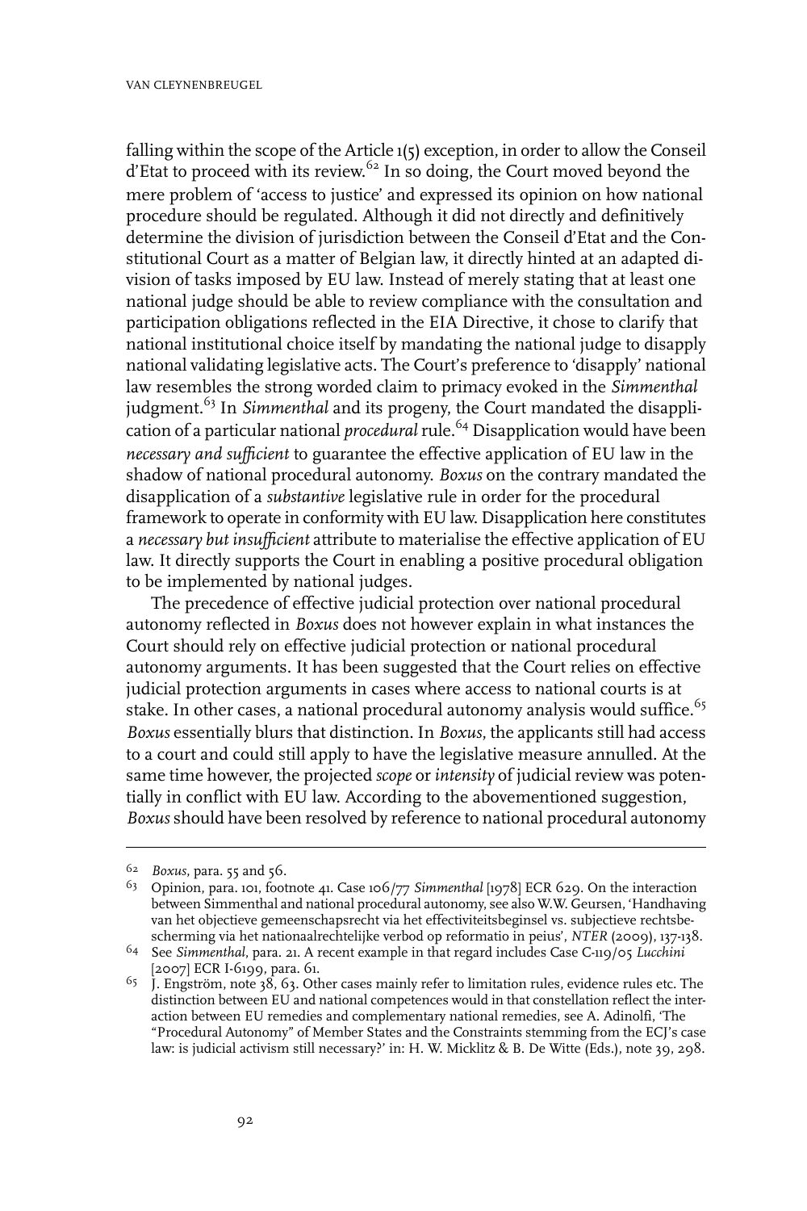falling within the scope of the Article 1(5) exception, in order to allow the Conseil d'Etat to proceed with its review.[62] In so doing, the Court moved beyond the mere problem of 'access to justice' and expressed its opinion on how national procedure should be regulated. Although it did not directly and definitively determine the division of jurisdiction between the Conseil d'Etat and the Constitutional Court as a matter of Belgian law, it directly hinted at an adapted division of tasks imposed by EU law. Instead of merely stating that at least one national judge should be able to review compliance with the consultation and participation obligations reflected in the EIA Directive, it chose to clarify that national institutional choice itself by mandating the national judge to disapply national validating legislative acts. The Court's preference to 'disapply' national law resembles the strong worded claim to primacy evoked in the *Simmenthal* judgment.[63] In *Simmenthal* and its progeny, the Court mandated the disapplication of a particular national *procedural* rule.[64] Disapplication would have been *necessary and sufficient* to guarantee the effective application of EU law in the shadow of national procedural autonomy. *Boxus* on the contrary mandated the disapplication of a *substantive* legislative rule in order for the procedural framework to operate in conformity with EU law. Disapplication here constitutes a *necessary but insufficient* attribute to materialise the effective application of EU law. It directly supports the Court in enabling a positive procedural obligation to be implemented by national judges.

The precedence of effective judicial protection over national procedural autonomy reflected in *Boxus* does not however explain in what instances the Court should rely on effective judicial protection or national procedural autonomy arguments. It has been suggested that the Court relies on effective judicial protection arguments in cases where access to national courts is at stake. In other cases, a national procedural autonomy analysis would suffice.[65] *Boxus* essentially blurs that distinction. In *Boxus*, the applicants still had access to a court and could still apply to have the legislative measure annulled. At the same time however, the projected *scope* or *intensity* of judicial review was potentially in conflict with EU law. According to the abovementioned suggestion, *Boxus* should have been resolved by reference to national procedural autonomy

---

[62] *Boxus*, para. 55 and 56.

[63] Opinion, para. 101, footnote 41. Case 106/77 *Simmenthal* [1978] ECR 629. On the interaction between Simmenthal and national procedural autonomy, see also W.W. Geursen, 'Handhaving van het objectieve gemeenschapsrecht via het effectiviteitsbeginsel vs. subjectieve rechtsbescherming via het nationaalrechtelijke verbod op reformatio in peius', *NTER* (2009), 137-138.

[64] See *Simmenthal*, para. 21. A recent example in that regard includes Case C-119/05 *Lucchini* [2007] ECR I-6199, para. 61.

[65] J. Engström, note 38, 63. Other cases mainly refer to limitation rules, evidence rules etc. The distinction between EU and national competences would in that constellation reflect the interaction between EU remedies and complementary national remedies, see A. Adinolfi, 'The "Procedural Autonomy" of Member States and the Constraints stemming from the ECJ's case law: is judicial activism still necessary?' in: H. W. Micklitz & B. De Witte (Eds.), note 39, 298.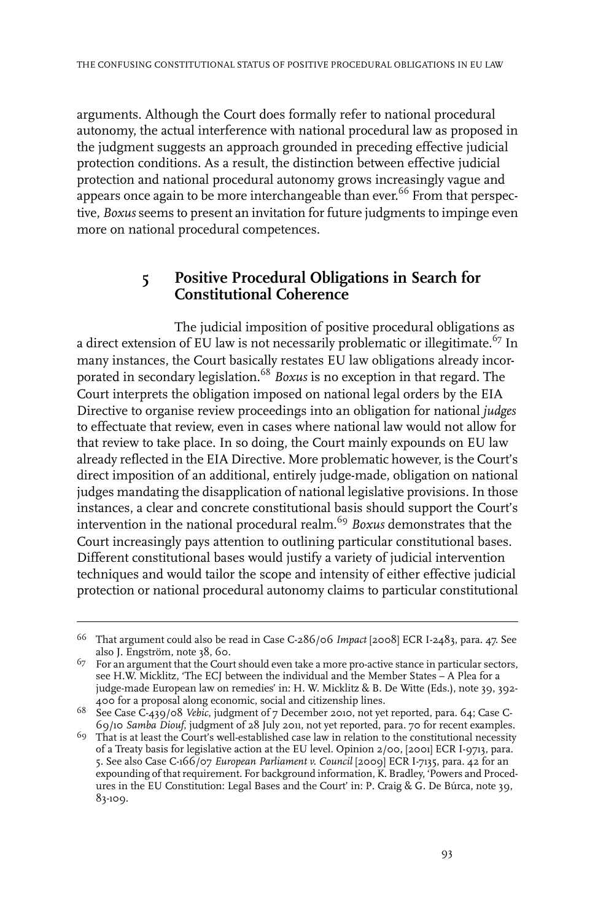arguments. Although the Court does formally refer to national procedural autonomy, the actual interference with national procedural law as proposed in the judgment suggests an approach grounded in preceding effective judicial protection conditions. As a result, the distinction between effective judicial protection and national procedural autonomy grows increasingly vague and appears once again to be more interchangeable than ever.[66] From that perspective, *Boxus* seems to present an invitation for future judgments to impinge even more on national procedural competences.

## 5 Positive Procedural Obligations in Search for Constitutional Coherence

The judicial imposition of positive procedural obligations as a direct extension of EU law is not necessarily problematic or illegitimate.[67] In many instances, the Court basically restates EU law obligations already incorporated in secondary legislation.[68] *Boxus* is no exception in that regard. The Court interprets the obligation imposed on national legal orders by the EIA Directive to organise review proceedings into an obligation for national *judges* to effectuate that review, even in cases where national law would not allow for that review to take place. In so doing, the Court mainly expounds on EU law already reflected in the EIA Directive. More problematic however, is the Court's direct imposition of an additional, entirely judge-made, obligation on national judges mandating the disapplication of national legislative provisions. In those instances, a clear and concrete constitutional basis should support the Court's intervention in the national procedural realm.[69] *Boxus* demonstrates that the Court increasingly pays attention to outlining particular constitutional bases. Different constitutional bases would justify a variety of judicial intervention techniques and would tailor the scope and intensity of either effective judicial protection or national procedural autonomy claims to particular constitutional

---

66 That argument could also be read in Case C-286/06 *Impact* [2008] ECR I-2483, para. 47. See also J. Engström, note 38, 60.

67 For an argument that the Court should even take a more pro-active stance in particular sectors, see H.W. Micklitz, 'The ECJ between the individual and the Member States – A Plea for a judge-made European law on remedies' in: H. W. Micklitz & B. De Witte (Eds.), note 39, 392-400 for a proposal along economic, social and citizenship lines.

68 See Case C-439/08 *Vebic*, judgment of 7 December 2010, not yet reported, para. 64; Case C-69/10 *Samba Diouf*, judgment of 28 July 2011, not yet reported, para. 70 for recent examples.

69 That is at least the Court's well-established case law in relation to the constitutional necessity of a Treaty basis for legislative action at the EU level. Opinion 2/00, [2001] ECR I-9713, para. 5. See also Case C-166/07 *European Parliament v. Council* [2009] ECR I-7135, para. 42 for an expounding of that requirement. For background information, K. Bradley, 'Powers and Procedures in the EU Constitution: Legal Bases and the Court' in: P. Craig & G. De Búrca, note 39, 83-109.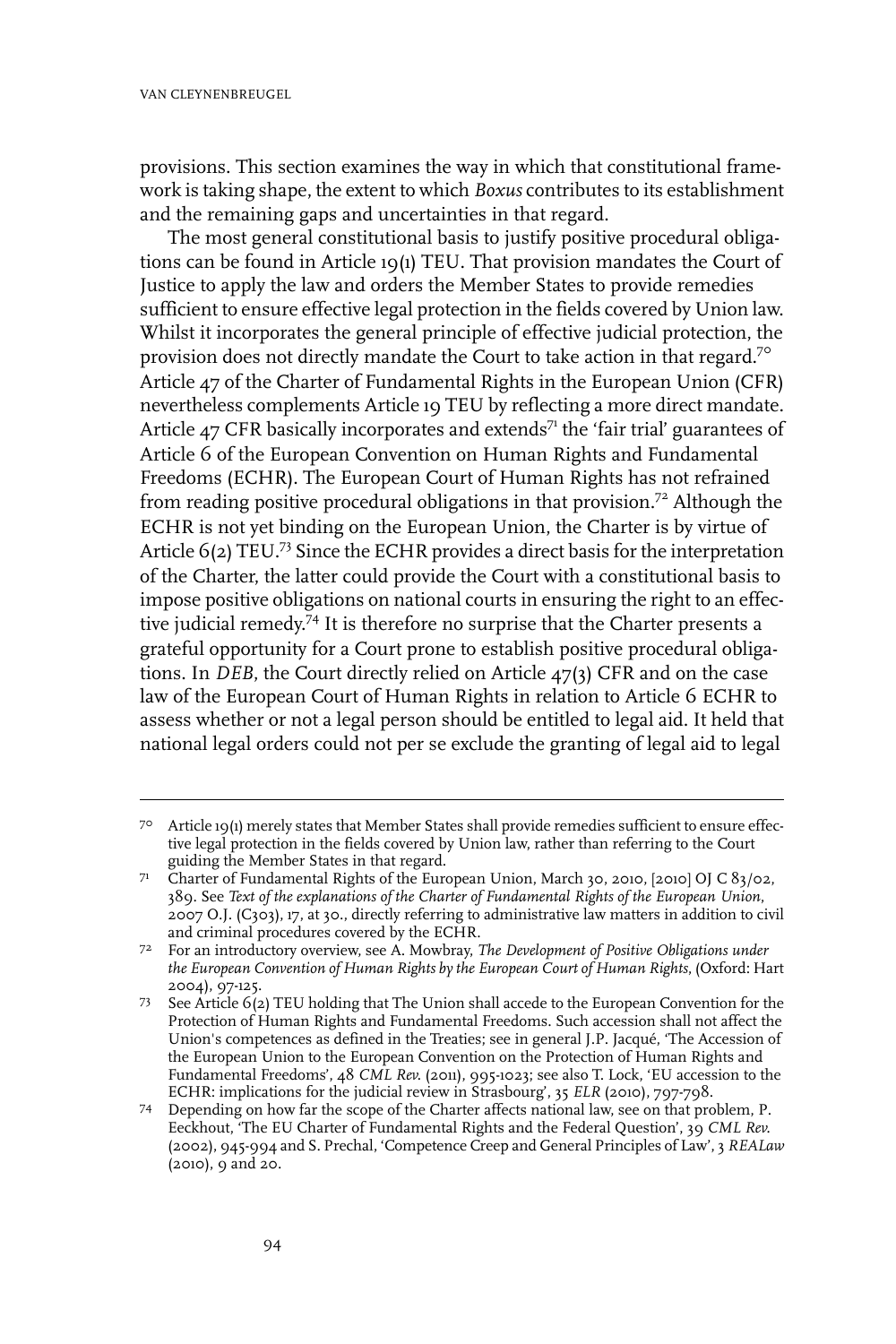provisions. This section examines the way in which that constitutional framework is taking shape, the extent to which *Boxus* contributes to its establishment and the remaining gaps and uncertainties in that regard.

The most general constitutional basis to justify positive procedural obligations can be found in Article 19(1) TEU. That provision mandates the Court of Justice to apply the law and orders the Member States to provide remedies sufficient to ensure effective legal protection in the fields covered by Union law. Whilst it incorporates the general principle of effective judicial protection, the provision does not directly mandate the Court to take action in that regard.[70] Article 47 of the Charter of Fundamental Rights in the European Union (CFR) nevertheless complements Article 19 TEU by reflecting a more direct mandate. Article 47 CFR basically incorporates and extends[71] the 'fair trial' guarantees of Article 6 of the European Convention on Human Rights and Fundamental Freedoms (ECHR). The European Court of Human Rights has not refrained from reading positive procedural obligations in that provision.[72] Although the ECHR is not yet binding on the European Union, the Charter is by virtue of Article 6(2) TEU.[73] Since the ECHR provides a direct basis for the interpretation of the Charter, the latter could provide the Court with a constitutional basis to impose positive obligations on national courts in ensuring the right to an effective judicial remedy.[74] It is therefore no surprise that the Charter presents a grateful opportunity for a Court prone to establish positive procedural obligations. In *DEB*, the Court directly relied on Article 47(3) CFR and on the case law of the European Court of Human Rights in relation to Article 6 ECHR to assess whether or not a legal person should be entitled to legal aid. It held that national legal orders could not per se exclude the granting of legal aid to legal

---

70 Article 19(1) merely states that Member States shall provide remedies sufficient to ensure effective legal protection in the fields covered by Union law, rather than referring to the Court guiding the Member States in that regard.

71 Charter of Fundamental Rights of the European Union, March 30, 2010, [2010] OJ C 83/02, 389. See *Text of the explanations of the Charter of Fundamental Rights of the European Union*, 2007 O.J. (C303), 17, at 30., directly referring to administrative law matters in addition to civil and criminal procedures covered by the ECHR.

72 For an introductory overview, see A. Mowbray, *The Development of Positive Obligations under the European Convention of Human Rights by the European Court of Human Rights*, (Oxford: Hart 2004), 97-125.

73 See Article 6(2) TEU holding that The Union shall accede to the European Convention for the Protection of Human Rights and Fundamental Freedoms. Such accession shall not affect the Union's competences as defined in the Treaties; see in general J.P. Jacqué, 'The Accession of the European Union to the European Convention on the Protection of Human Rights and Fundamental Freedoms', 48 *CML Rev.* (2011), 995-1023; see also T. Lock, 'EU accession to the ECHR: implications for the judicial review in Strasbourg', 35 *ELR* (2010), 797-798.

74 Depending on how far the scope of the Charter affects national law, see on that problem, P. Eeckhout, 'The EU Charter of Fundamental Rights and the Federal Question', 39 *CML Rev.* (2002), 945-994 and S. Prechal, 'Competence Creep and General Principles of Law', 3 *REALaw* (2010), 9 and 20.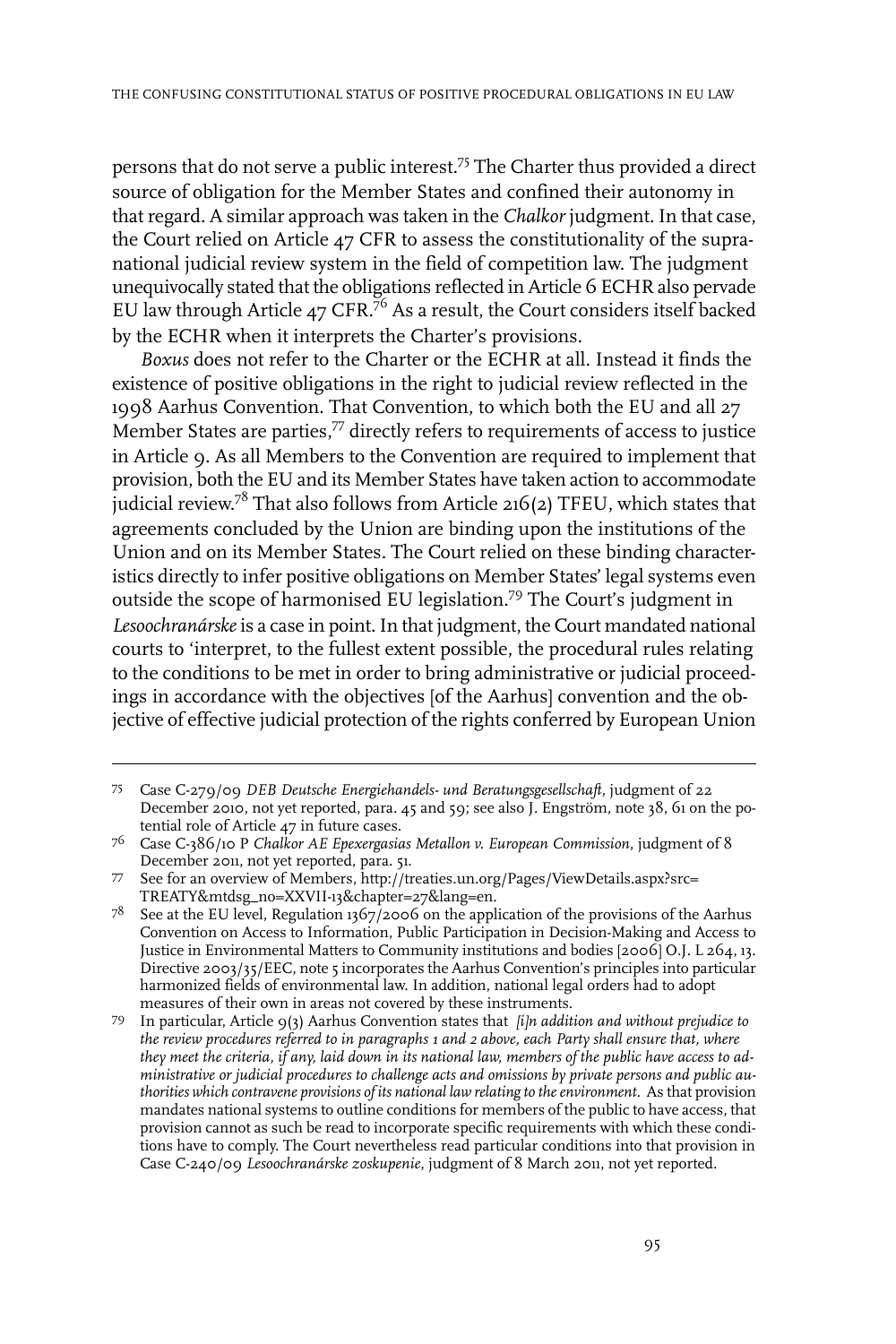persons that do not serve a public interest.[75] The Charter thus provided a direct source of obligation for the Member States and confined their autonomy in that regard. A similar approach was taken in the *Chalkor* judgment. In that case, the Court relied on Article 47 CFR to assess the constitutionality of the supranational judicial review system in the field of competition law. The judgment unequivocally stated that the obligations reflected in Article 6 ECHR also pervade EU law through Article 47 CFR.[76] As a result, the Court considers itself backed by the ECHR when it interprets the Charter's provisions.

*Boxus* does not refer to the Charter or the ECHR at all. Instead it finds the existence of positive obligations in the right to judicial review reflected in the 1998 Aarhus Convention. That Convention, to which both the EU and all 27 Member States are parties,[77] directly refers to requirements of access to justice in Article 9. As all Members to the Convention are required to implement that provision, both the EU and its Member States have taken action to accommodate judicial review.[78] That also follows from Article 216(2) TFEU, which states that agreements concluded by the Union are binding upon the institutions of the Union and on its Member States. The Court relied on these binding characteristics directly to infer positive obligations on Member States' legal systems even outside the scope of harmonised EU legislation.[79] The Court's judgment in *Lesoochranárske* is a case in point. In that judgment, the Court mandated national courts to 'interpret, to the fullest extent possible, the procedural rules relating to the conditions to be met in order to bring administrative or judicial proceedings in accordance with the objectives [of the Aarhus] convention and the objective of effective judicial protection of the rights conferred by European Union

---

75 Case C-279/09 *DEB Deutsche Energiehandels- und Beratungsgesellschaft*, judgment of 22 December 2010, not yet reported, para. 45 and 59; see also J. Engström, note 38, 61 on the potential role of Article 47 in future cases.

76 Case C-386/10 P *Chalkor AE Epexergasias Metallon v. European Commission*, judgment of 8 December 2011, not yet reported, para. 51.

77 See for an overview of Members, http://treaties.un.org/Pages/ViewDetails.aspx?src=TREATY&mtdsg_no=XXVII-13&chapter=27&lang=en.

78 See at the EU level, Regulation 1367/2006 on the application of the provisions of the Aarhus Convention on Access to Information, Public Participation in Decision-Making and Access to Justice in Environmental Matters to Community institutions and bodies [2006] O.J. L 264, 13. Directive 2003/35/EEC, note 5 incorporates the Aarhus Convention's principles into particular harmonized fields of environmental law. In addition, national legal orders had to adopt measures of their own in areas not covered by these instruments.

79 In particular, Article 9(3) Aarhus Convention states that *[i]n addition and without prejudice to the review procedures referred to in paragraphs 1 and 2 above, each Party shall ensure that, where they meet the criteria, if any, laid down in its national law, members of the public have access to administrative or judicial procedures to challenge acts and omissions by private persons and public authorities which contravene provisions of its national law relating to the environment.* As that provision mandates national systems to outline conditions for members of the public to have access, that provision cannot as such be read to incorporate specific requirements with which these conditions have to comply. The Court nevertheless read particular conditions into that provision in Case C-240/09 *Lesoochranárske zoskupenie*, judgment of 8 March 2011, not yet reported.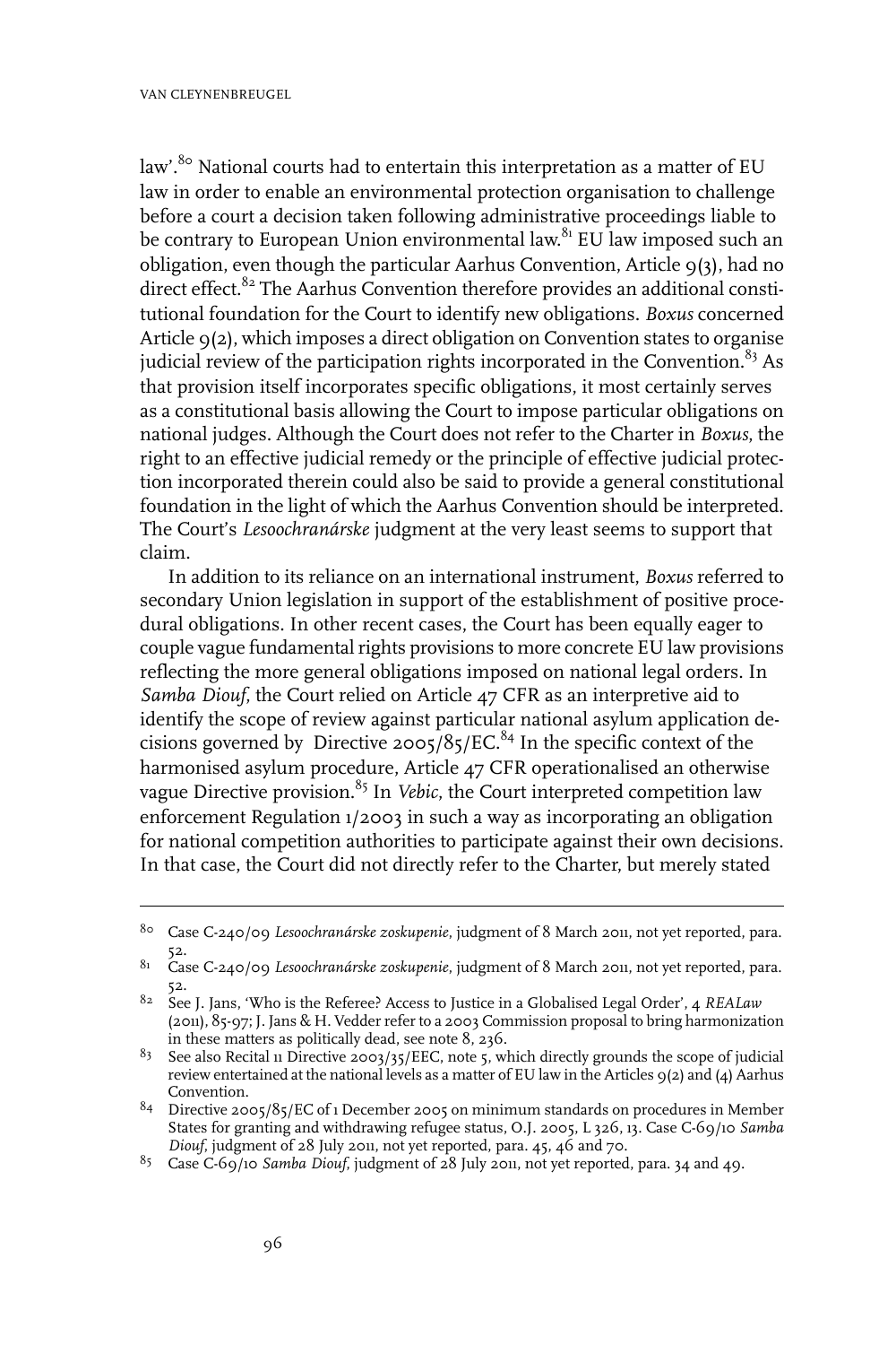law'.[80] National courts had to entertain this interpretation as a matter of EU law in order to enable an environmental protection organisation to challenge before a court a decision taken following administrative proceedings liable to be contrary to European Union environmental law.[81] EU law imposed such an obligation, even though the particular Aarhus Convention, Article 9(3), had no direct effect.[82] The Aarhus Convention therefore provides an additional constitutional foundation for the Court to identify new obligations. *Boxus* concerned Article 9(2), which imposes a direct obligation on Convention states to organise judicial review of the participation rights incorporated in the Convention.[83] As that provision itself incorporates specific obligations, it most certainly serves as a constitutional basis allowing the Court to impose particular obligations on national judges. Although the Court does not refer to the Charter in *Boxus*, the right to an effective judicial remedy or the principle of effective judicial protection incorporated therein could also be said to provide a general constitutional foundation in the light of which the Aarhus Convention should be interpreted. The Court's *Lesoochranárske* judgment at the very least seems to support that claim.

In addition to its reliance on an international instrument, *Boxus* referred to secondary Union legislation in support of the establishment of positive procedural obligations. In other recent cases, the Court has been equally eager to couple vague fundamental rights provisions to more concrete EU law provisions reflecting the more general obligations imposed on national legal orders. In *Samba Diouf*, the Court relied on Article 47 CFR as an interpretive aid to identify the scope of review against particular national asylum application decisions governed by Directive 2005/85/EC.[84] In the specific context of the harmonised asylum procedure, Article 47 CFR operationalised an otherwise vague Directive provision.[85] In *Vebic*, the Court interpreted competition law enforcement Regulation 1/2003 in such a way as incorporating an obligation for national competition authorities to participate against their own decisions. In that case, the Court did not directly refer to the Charter, but merely stated

---

[80] Case C-240/09 *Lesoochranárske zoskupenie*, judgment of 8 March 2011, not yet reported, para. 52.

[81] Case C-240/09 *Lesoochranárske zoskupenie*, judgment of 8 March 2011, not yet reported, para. 52.

[82] See J. Jans, 'Who is the Referee? Access to Justice in a Globalised Legal Order', 4 *REALaw* (2011), 85-97; J. Jans & H. Vedder refer to a 2003 Commission proposal to bring harmonization in these matters as politically dead, see note 8, 236.

[83] See also Recital 11 Directive 2003/35/EEC, note 5, which directly grounds the scope of judicial review entertained at the national levels as a matter of EU law in the Articles 9(2) and (4) Aarhus Convention.

[84] Directive 2005/85/EC of 1 December 2005 on minimum standards on procedures in Member States for granting and withdrawing refugee status, O.J. 2005, L 326, 13. Case C-69/10 *Samba Diouf*, judgment of 28 July 2011, not yet reported, para. 45, 46 and 70.

[85] Case C-69/10 *Samba Diouf*, judgment of 28 July 2011, not yet reported, para. 34 and 49.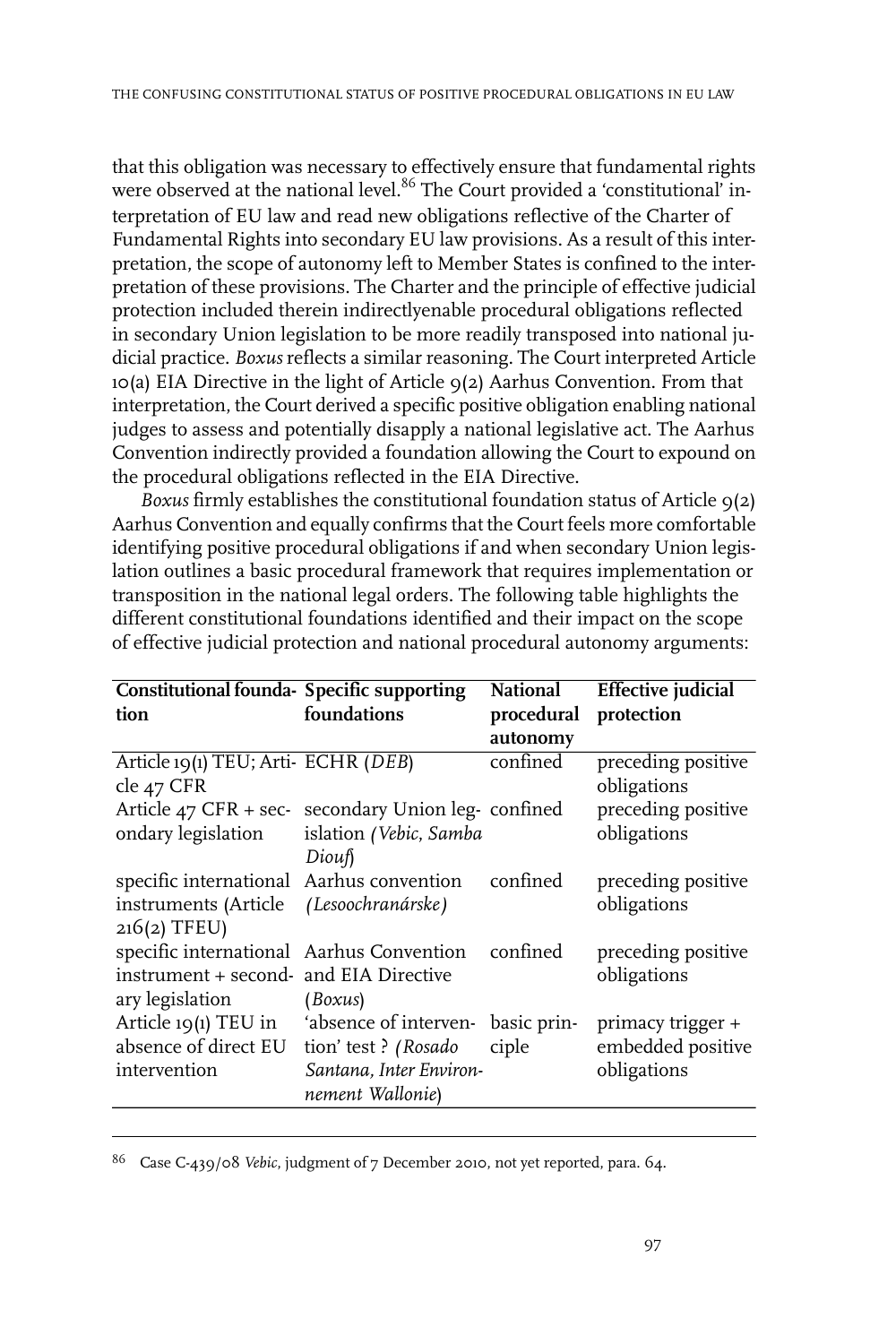that this obligation was necessary to effectively ensure that fundamental rights were observed at the national level.[86] The Court provided a 'constitutional' interpretation of EU law and read new obligations reflective of the Charter of Fundamental Rights into secondary EU law provisions. As a result of this interpretation, the scope of autonomy left to Member States is confined to the interpretation of these provisions. The Charter and the principle of effective judicial protection included therein indirectlyenable procedural obligations reflected in secondary Union legislation to be more readily transposed into national judicial practice. *Boxus* reflects a similar reasoning. The Court interpreted Article 10(a) EIA Directive in the light of Article 9(2) Aarhus Convention. From that interpretation, the Court derived a specific positive obligation enabling national judges to assess and potentially disapply a national legislative act. The Aarhus Convention indirectly provided a foundation allowing the Court to expound on the procedural obligations reflected in the EIA Directive.

*Boxus* firmly establishes the constitutional foundation status of Article 9(2) Aarhus Convention and equally confirms that the Court feels more comfortable identifying positive procedural obligations if and when secondary Union legislation outlines a basic procedural framework that requires implementation or transposition in the national legal orders. The following table highlights the different constitutional foundations identified and their impact on the scope of effective judicial protection and national procedural autonomy arguments:

| Constitutional foundation | Specific supporting foundations | National procedural autonomy | Effective judicial protection |
|---|---|---|---|
| Article 19(1) TEU; Article 47 CFR | ECHR (*DEB*) | confined | preceding positive obligations |
| Article 47 CFR + secondary legislation | secondary Union legislation *(Vebic, Samba Diouf)* | confined | preceding positive obligations |
| specific international instruments (Article 216(2) TFEU) | Aarhus convention *(Lesoochranárske)* | confined | preceding positive obligations |
| specific international instrument + secondary legislation | Aarhus Convention and EIA Directive (*Boxus*) | confined | preceding positive obligations |
| Article 19(1) TEU in absence of direct EU intervention | 'absence of intervention' test ? *(Rosado Santana, Inter Environnement Wallonie)* | basic principle | primacy trigger + embedded positive obligations |

[86] Case C-439/08 *Vebic*, judgment of 7 December 2010, not yet reported, para. 64.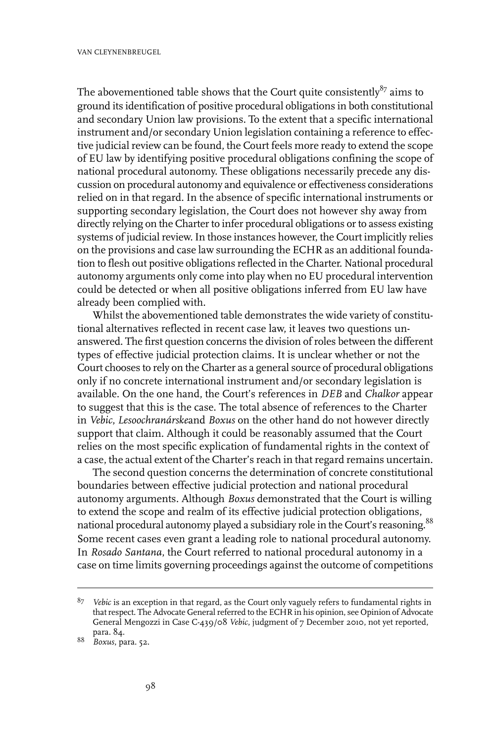The abovementioned table shows that the Court quite consistently[87] aims to ground its identification of positive procedural obligations in both constitutional and secondary Union law provisions. To the extent that a specific international instrument and/or secondary Union legislation containing a reference to effective judicial review can be found, the Court feels more ready to extend the scope of EU law by identifying positive procedural obligations confining the scope of national procedural autonomy. These obligations necessarily precede any discussion on procedural autonomy and equivalence or effectiveness considerations relied on in that regard. In the absence of specific international instruments or supporting secondary legislation, the Court does not however shy away from directly relying on the Charter to infer procedural obligations or to assess existing systems of judicial review. In those instances however, the Court implicitly relies on the provisions and case law surrounding the ECHR as an additional foundation to flesh out positive obligations reflected in the Charter. National procedural autonomy arguments only come into play when no EU procedural intervention could be detected or when all positive obligations inferred from EU law have already been complied with.

Whilst the abovementioned table demonstrates the wide variety of constitutional alternatives reflected in recent case law, it leaves two questions unanswered. The first question concerns the division of roles between the different types of effective judicial protection claims. It is unclear whether or not the Court chooses to rely on the Charter as a general source of procedural obligations only if no concrete international instrument and/or secondary legislation is available. On the one hand, the Court's references in *DEB* and *Chalkor* appear to suggest that this is the case. The total absence of references to the Charter in *Vebic*, *Lesoochranárske*and *Boxus* on the other hand do not however directly support that claim. Although it could be reasonably assumed that the Court relies on the most specific explication of fundamental rights in the context of a case, the actual extent of the Charter's reach in that regard remains uncertain.

The second question concerns the determination of concrete constitutional boundaries between effective judicial protection and national procedural autonomy arguments. Although *Boxus* demonstrated that the Court is willing to extend the scope and realm of its effective judicial protection obligations, national procedural autonomy played a subsidiary role in the Court's reasoning.[88] Some recent cases even grant a leading role to national procedural autonomy. In *Rosado Santana*, the Court referred to national procedural autonomy in a case on time limits governing proceedings against the outcome of competitions

---

87 *Vebic* is an exception in that regard, as the Court only vaguely refers to fundamental rights in that respect. The Advocate General referred to the ECHR in his opinion, see Opinion of Advocate General Mengozzi in Case C-439/08 *Vebic*, judgment of 7 December 2010, not yet reported, para. 84.

88 *Boxus*, para. 52.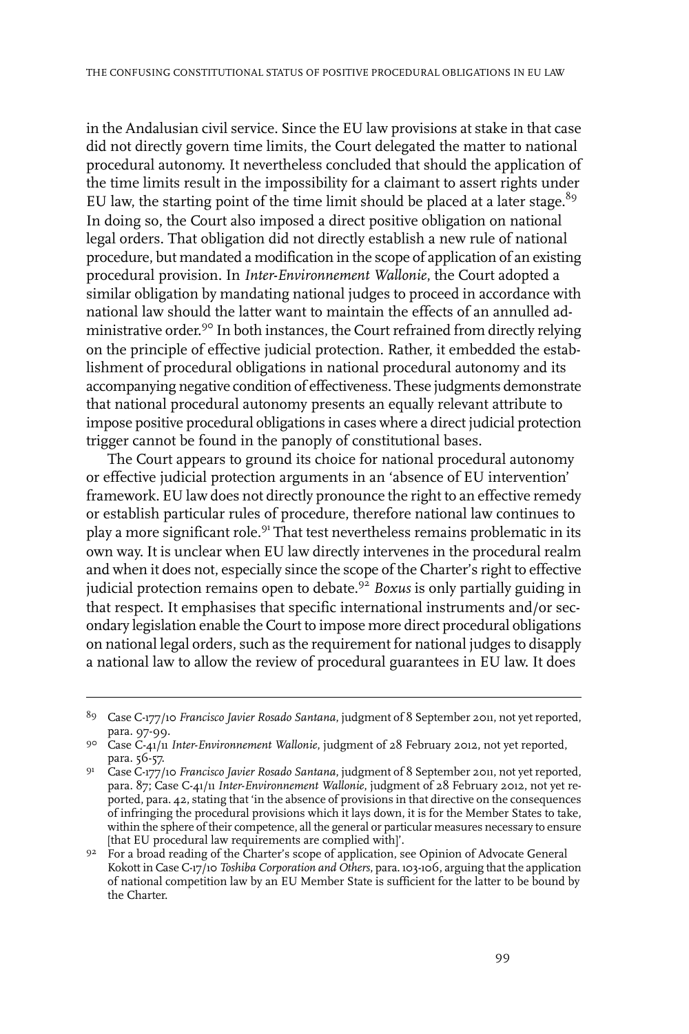in the Andalusian civil service. Since the EU law provisions at stake in that case did not directly govern time limits, the Court delegated the matter to national procedural autonomy. It nevertheless concluded that should the application of the time limits result in the impossibility for a claimant to assert rights under EU law, the starting point of the time limit should be placed at a later stage.[89] In doing so, the Court also imposed a direct positive obligation on national legal orders. That obligation did not directly establish a new rule of national procedure, but mandated a modification in the scope of application of an existing procedural provision. In *Inter-Environnement Wallonie*, the Court adopted a similar obligation by mandating national judges to proceed in accordance with national law should the latter want to maintain the effects of an annulled administrative order.[90] In both instances, the Court refrained from directly relying on the principle of effective judicial protection. Rather, it embedded the establishment of procedural obligations in national procedural autonomy and its accompanying negative condition of effectiveness. These judgments demonstrate that national procedural autonomy presents an equally relevant attribute to impose positive procedural obligations in cases where a direct judicial protection trigger cannot be found in the panoply of constitutional bases.

The Court appears to ground its choice for national procedural autonomy or effective judicial protection arguments in an 'absence of EU intervention' framework. EU law does not directly pronounce the right to an effective remedy or establish particular rules of procedure, therefore national law continues to play a more significant role.[91] That test nevertheless remains problematic in its own way. It is unclear when EU law directly intervenes in the procedural realm and when it does not, especially since the scope of the Charter's right to effective judicial protection remains open to debate.[92] *Boxus* is only partially guiding in that respect. It emphasises that specific international instruments and/or secondary legislation enable the Court to impose more direct procedural obligations on national legal orders, such as the requirement for national judges to disapply a national law to allow the review of procedural guarantees in EU law. It does

---

89 Case C-177/10 *Francisco Javier Rosado Santana*, judgment of 8 September 2011, not yet reported, para. 97-99.

90 Case C-41/11 *Inter-Environnement Wallonie*, judgment of 28 February 2012, not yet reported, para. 56-57.

91 Case C-177/10 *Francisco Javier Rosado Santana*, judgment of 8 September 2011, not yet reported, para. 87; Case C-41/11 *Inter-Environnement Wallonie*, judgment of 28 February 2012, not yet reported, para. 42, stating that 'in the absence of provisions in that directive on the consequences of infringing the procedural provisions which it lays down, it is for the Member States to take, within the sphere of their competence, all the general or particular measures necessary to ensure [that EU procedural law requirements are complied with]'.

92 For a broad reading of the Charter's scope of application, see Opinion of Advocate General Kokott in Case C-17/10 *Toshiba Corporation and Others*, para. 103-106, arguing that the application of national competition law by an EU Member State is sufficient for the latter to be bound by the Charter.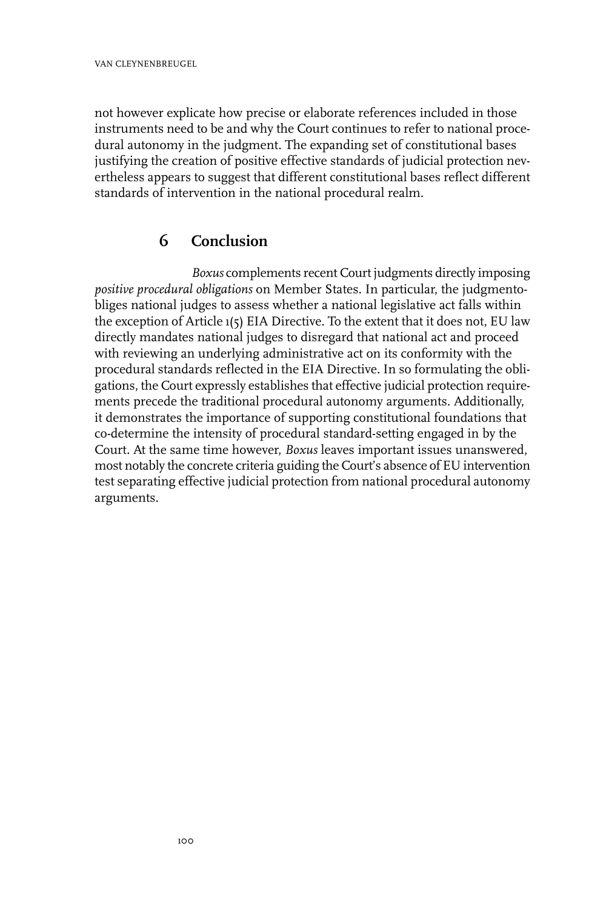not however explicate how precise or elaborate references included in those instruments need to be and why the Court continues to refer to national procedural autonomy in the judgment. The expanding set of constitutional bases justifying the creation of positive effective standards of judicial protection nevertheless appears to suggest that different constitutional bases reflect different standards of intervention in the national procedural realm.

## 6 Conclusion

*Boxus* complements recent Court judgments directly imposing *positive procedural obligations* on Member States. In particular, the judgmentobliges national judges to assess whether a national legislative act falls within the exception of Article 1(5) EIA Directive. To the extent that it does not, EU law directly mandates national judges to disregard that national act and proceed with reviewing an underlying administrative act on its conformity with the procedural standards reflected in the EIA Directive. In so formulating the obligations, the Court expressly establishes that effective judicial protection requirements precede the traditional procedural autonomy arguments. Additionally, it demonstrates the importance of supporting constitutional foundations that co-determine the intensity of procedural standard-setting engaged in by the Court. At the same time however, *Boxus* leaves important issues unanswered, most notably the concrete criteria guiding the Court's absence of EU intervention test separating effective judicial protection from national procedural autonomy arguments.